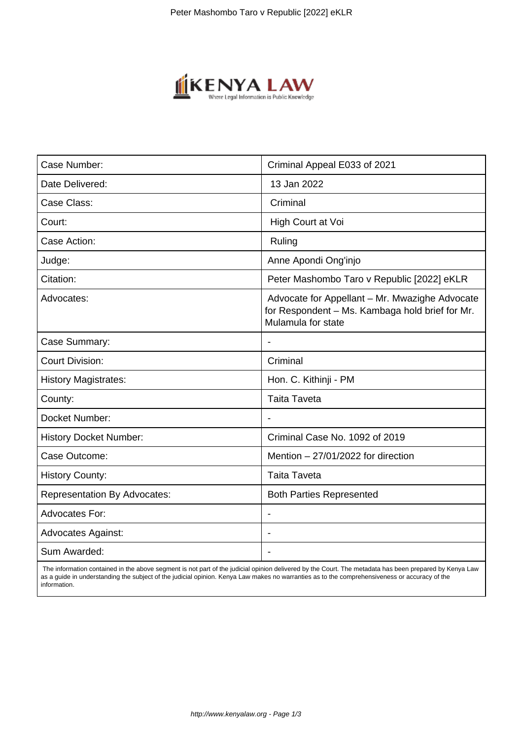| Case Number: | Criminal Appeal E033 of 2021 |
| --- | --- |
| Date Delivered: | 13 Jan 2022 |
| Case Class: | Criminal |
| Court: | High Court at Voi |
| Case Action: | Ruling |
| Judge: | Anne Apondi Ong'injo |
| Citation: | Peter Mashombo Taro v Republic [2022] eKLR |
| Advocates: | Advocate for Appellant – Mr. Mwazighe Advocate for Respondent – Ms. Kambaga hold brief for Mr. Mulamula for state |
| Case Summary: | - |
| Court Division: | Criminal |
| History Magistrates: | Hon. C. Kithinji - PM |
| County: | Taita Taveta |
| Docket Number: | - |
| History Docket Number: | Criminal Case No. 1092 of 2019 |
| Case Outcome: | Mention – 27/01/2022 for direction |
| History County: | Taita Taveta |
| Representation By Advocates: | Both Parties Represented |
| Advocates For: | - |
| Advocates Against: | - |
| Sum Awarded: | - |

The information contained in the above segment is not part of the judicial opinion delivered by the Court. The metadata has been prepared by Kenya Law as a guide in understanding the subject of the judicial opinion. Kenya Law makes no warranties as to the comprehensiveness or accuracy of the information.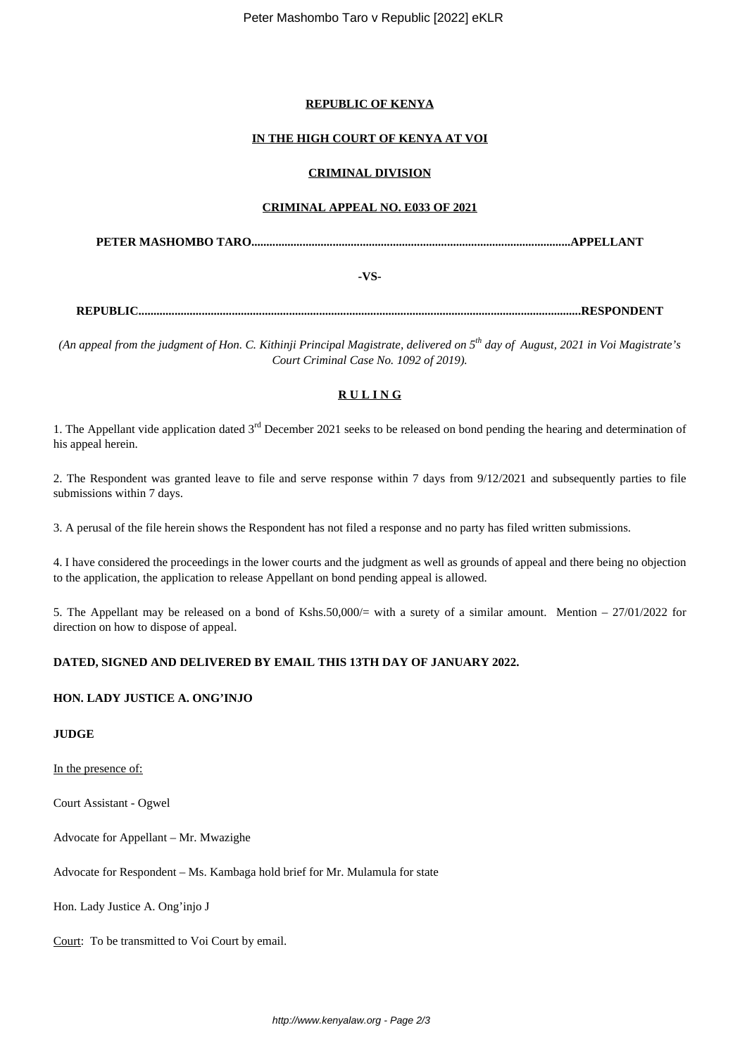**REPUBLIC OF KENYA**

**IN THE HIGH COURT OF KENYA AT VOI**

**CRIMINAL DIVISION**

**CRIMINAL APPEAL NO. E033 OF 2021**

**PETER MASHOMBO TARO..........................................................................................................APPELLANT**

**-VS-**

**REPUBLIC..................................................................................................................................................RESPONDENT**

*(An appeal from the judgment of Hon. C. Kithinji Principal Magistrate, delivered on 5th day of August, 2021 in Voi Magistrate's Court Criminal Case No. 1092 of 2019).*

**R U L I N G**

1. The Appellant vide application dated 3rd December 2021 seeks to be released on bond pending the hearing and determination of his appeal herein.

2. The Respondent was granted leave to file and serve response within 7 days from 9/12/2021 and subsequently parties to file submissions within 7 days.

3. A perusal of the file herein shows the Respondent has not filed a response and no party has filed written submissions.

4. I have considered the proceedings in the lower courts and the judgment as well as grounds of appeal and there being no objection to the application, the application to release Appellant on bond pending appeal is allowed.

5. The Appellant may be released on a bond of Kshs.50,000/= with a surety of a similar amount. Mention – 27/01/2022 for direction on how to dispose of appeal.

**DATED, SIGNED AND DELIVERED BY EMAIL THIS 13TH DAY OF JANUARY 2022.**

**HON. LADY JUSTICE A. ONG'INJO**

**JUDGE**

In the presence of:

Court Assistant - Ogwel

Advocate for Appellant – Mr. Mwazighe

Advocate for Respondent – Ms. Kambaga hold brief for Mr. Mulamula for state

Hon. Lady Justice A. Ong'injo J

Court: To be transmitted to Voi Court by email.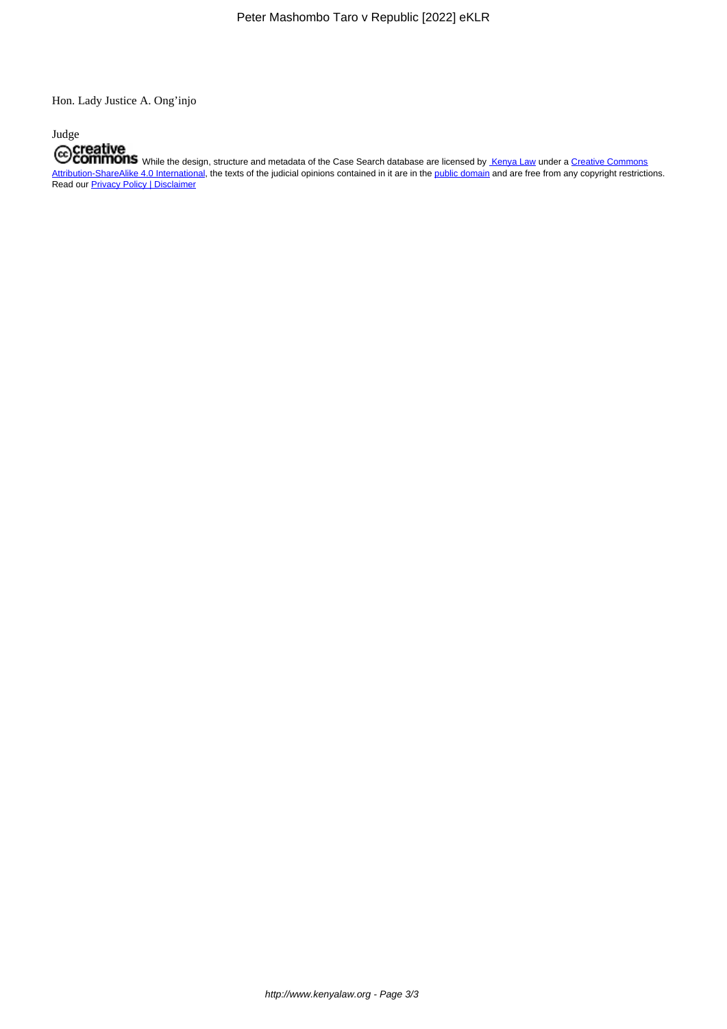Hon. Lady Justice A. Ong'injo

Judge

While the design, structure and metadata of the Case Search database are licensed by Kenya Law under a Creative Commons Attribution-ShareAlike 4.0 International, the texts of the judicial opinions contained in it are in the public domain and are free from any copyright restrictions. Read our Privacy Policy | Disclaimer